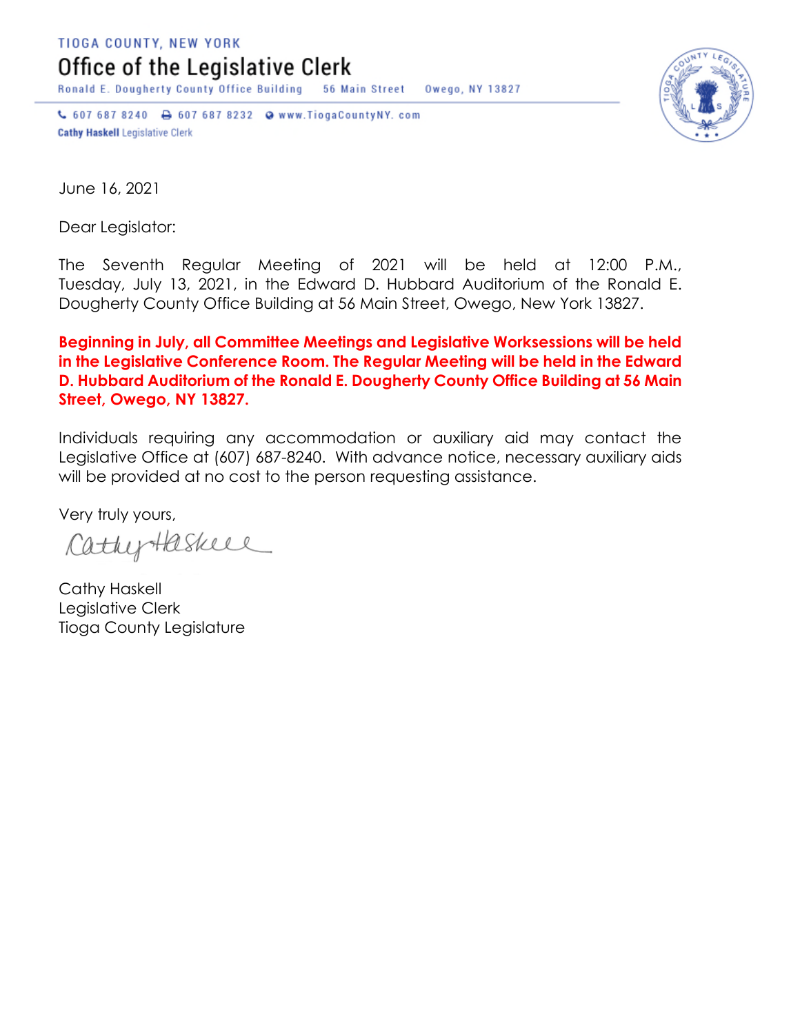TIOGA COUNTY, NEW YORK

# Office of the Legislative Clerk

Ronald E. Dougherty County Office Building    56 Main Street    Owego, NY 13827

607 687 8240    607 687 8232    www.TiogaCountyNY.com

**Cathy Haskell** Legislative Clerk

June 16, 2021

Dear Legislator:

The Seventh Regular Meeting of 2021 will be held at 12:00 P.M., Tuesday, July 13, 2021, in the Edward D. Hubbard Auditorium of the Ronald E. Dougherty County Office Building at 56 Main Street, Owego, New York 13827.

**Beginning in July, all Committee Meetings and Legislative Worksessions will be held in the Legislative Conference Room. The Regular Meeting will be held in the Edward D. Hubbard Auditorium of the Ronald E. Dougherty County Office Building at 56 Main Street, Owego, NY 13827.**

Individuals requiring any accommodation or auxiliary aid may contact the Legislative Office at (607) 687-8240. With advance notice, necessary auxiliary aids will be provided at no cost to the person requesting assistance.

Very truly yours,

Cathy Haskell

Cathy Haskell
Legislative Clerk
Tioga County Legislature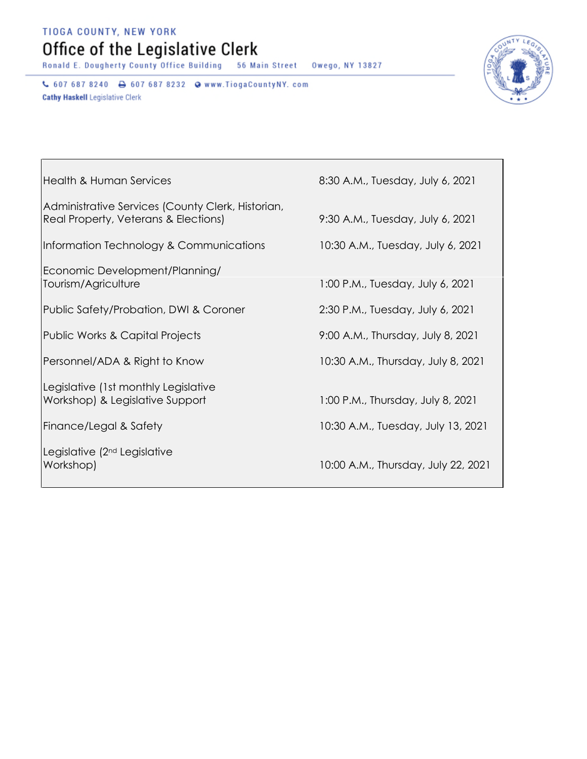TIOGA COUNTY, NEW YORK

# Office of the Legislative Clerk

Ronald E. Dougherty County Office Building 56 Main Street Owego, NY 13827

607 687 8240 607 687 8232 www.TiogaCountyNY.com

**Cathy Haskell** Legislative Clerk

| | |
|---|---|
| Health & Human Services | 8:30 A.M., Tuesday, July 6, 2021 |
| Administrative Services (County Clerk, Historian, Real Property, Veterans & Elections) | 9:30 A.M., Tuesday, July 6, 2021 |
| Information Technology & Communications | 10:30 A.M., Tuesday, July 6, 2021 |
| Economic Development/Planning/ Tourism/Agriculture | 1:00 P.M., Tuesday, July 6, 2021 |
| Public Safety/Probation, DWI & Coroner | 2:30 P.M., Tuesday, July 6, 2021 |
| Public Works & Capital Projects | 9:00 A.M., Thursday, July 8, 2021 |
| Personnel/ADA & Right to Know | 10:30 A.M., Thursday, July 8, 2021 |
| Legislative (1st monthly Legislative Workshop) & Legislative Support | 1:00 P.M., Thursday, July 8, 2021 |
| Finance/Legal & Safety | 10:30 A.M., Tuesday, July 13, 2021 |
| Legislative (2nd Legislative Workshop) | 10:00 A.M., Thursday, July 22, 2021 |